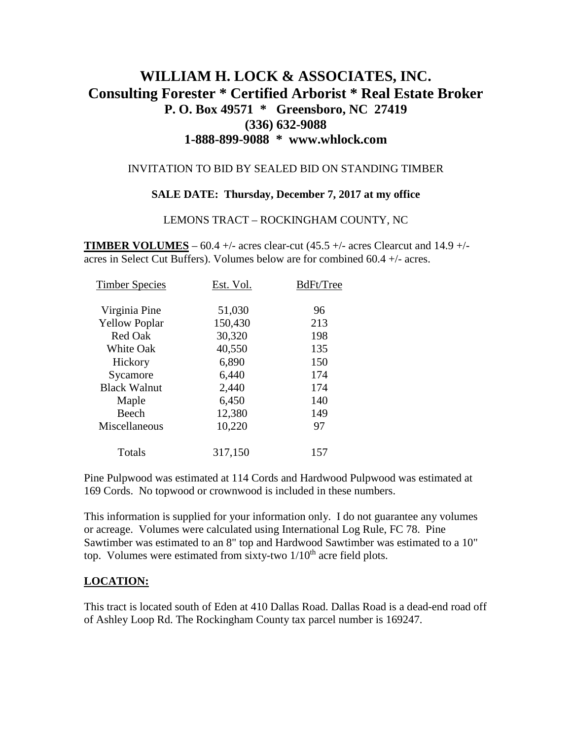# WILLIAM H. LOCK & ASSOCIATES, INC.

## Consulting Forester * Certified Arborist * Real Estate Broker

### P. O. Box 49571 * Greensboro, NC 27419

### (336) 632-9088

### 1-888-899-9088 * www.whlock.com

INVITATION TO BID BY SEALED BID ON STANDING TIMBER

**SALE DATE: Thursday, December 7, 2017 at my office**

LEMONS TRACT – ROCKINGHAM COUNTY, NC

**TIMBER VOLUMES** – 60.4 +/- acres clear-cut (45.5 +/- acres Clearcut and 14.9 +/- acres in Select Cut Buffers). Volumes below are for combined 60.4 +/- acres.

| Timber Species | Est. Vol. | BdFt/Tree |
|---|---|---|
| Virginia Pine | 51,030 | 96 |
| Yellow Poplar | 150,430 | 213 |
| Red Oak | 30,320 | 198 |
| White Oak | 40,550 | 135 |
| Hickory | 6,890 | 150 |
| Sycamore | 6,440 | 174 |
| Black Walnut | 2,440 | 174 |
| Maple | 6,450 | 140 |
| Beech | 12,380 | 149 |
| Miscellaneous | 10,220 | 97 |
| Totals | 317,150 | 157 |

Pine Pulpwood was estimated at 114 Cords and Hardwood Pulpwood was estimated at 169 Cords. No topwood or crownwood is included in these numbers.

This information is supplied for your information only. I do not guarantee any volumes or acreage. Volumes were calculated using International Log Rule, FC 78. Pine Sawtimber was estimated to an 8" top and Hardwood Sawtimber was estimated to a 10" top. Volumes were estimated from sixty-two 1/10th acre field plots.

**LOCATION:**

This tract is located south of Eden at 410 Dallas Road. Dallas Road is a dead-end road off of Ashley Loop Rd. The Rockingham County tax parcel number is 169247.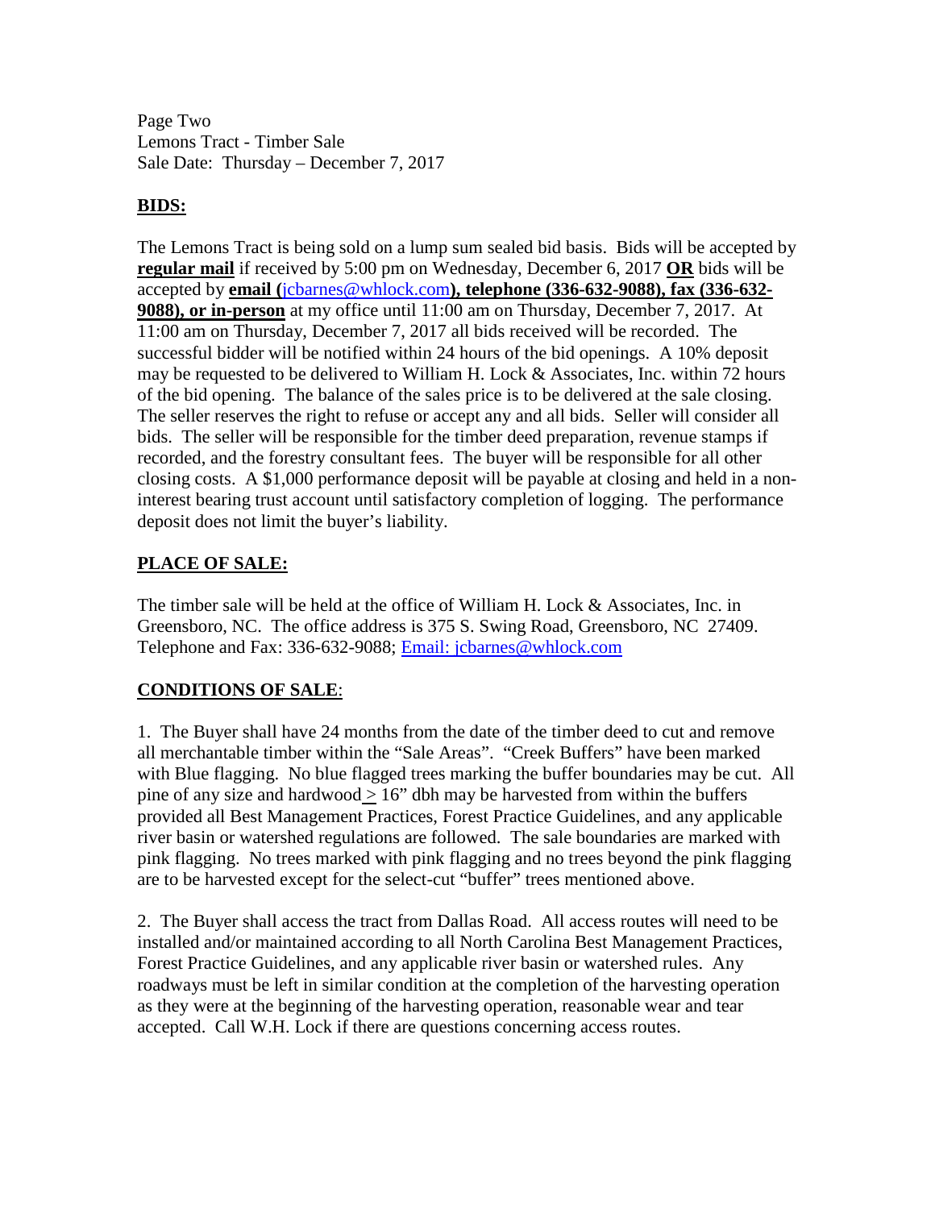Page Two
Lemons Tract - Timber Sale
Sale Date: Thursday – December 7, 2017

## BIDS:

The Lemons Tract is being sold on a lump sum sealed bid basis. Bids will be accepted by **regular mail** if received by 5:00 pm on Wednesday, December 6, 2017 **OR** bids will be accepted by **email (**jcbarnes@whlock.com**), telephone (336-632-9088), fax (336-632-9088), or in-person** at my office until 11:00 am on Thursday, December 7, 2017. At 11:00 am on Thursday, December 7, 2017 all bids received will be recorded. The successful bidder will be notified within 24 hours of the bid openings. A 10% deposit may be requested to be delivered to William H. Lock & Associates, Inc. within 72 hours of the bid opening. The balance of the sales price is to be delivered at the sale closing. The seller reserves the right to refuse or accept any and all bids. Seller will consider all bids. The seller will be responsible for the timber deed preparation, revenue stamps if recorded, and the forestry consultant fees. The buyer will be responsible for all other closing costs. A $1,000 performance deposit will be payable at closing and held in a non-interest bearing trust account until satisfactory completion of logging. The performance deposit does not limit the buyer's liability.

## PLACE OF SALE:

The timber sale will be held at the office of William H. Lock & Associates, Inc. in Greensboro, NC. The office address is 375 S. Swing Road, Greensboro, NC 27409. Telephone and Fax: 336-632-9088; Email: jcbarnes@whlock.com

## CONDITIONS OF SALE:

1. The Buyer shall have 24 months from the date of the timber deed to cut and remove all merchantable timber within the "Sale Areas". "Creek Buffers" have been marked with Blue flagging. No blue flagged trees marking the buffer boundaries may be cut. All pine of any size and hardwood ≥ 16" dbh may be harvested from within the buffers provided all Best Management Practices, Forest Practice Guidelines, and any applicable river basin or watershed regulations are followed. The sale boundaries are marked with pink flagging. No trees marked with pink flagging and no trees beyond the pink flagging are to be harvested except for the select-cut "buffer" trees mentioned above.

2. The Buyer shall access the tract from Dallas Road. All access routes will need to be installed and/or maintained according to all North Carolina Best Management Practices, Forest Practice Guidelines, and any applicable river basin or watershed rules. Any roadways must be left in similar condition at the completion of the harvesting operation as they were at the beginning of the harvesting operation, reasonable wear and tear accepted. Call W.H. Lock if there are questions concerning access routes.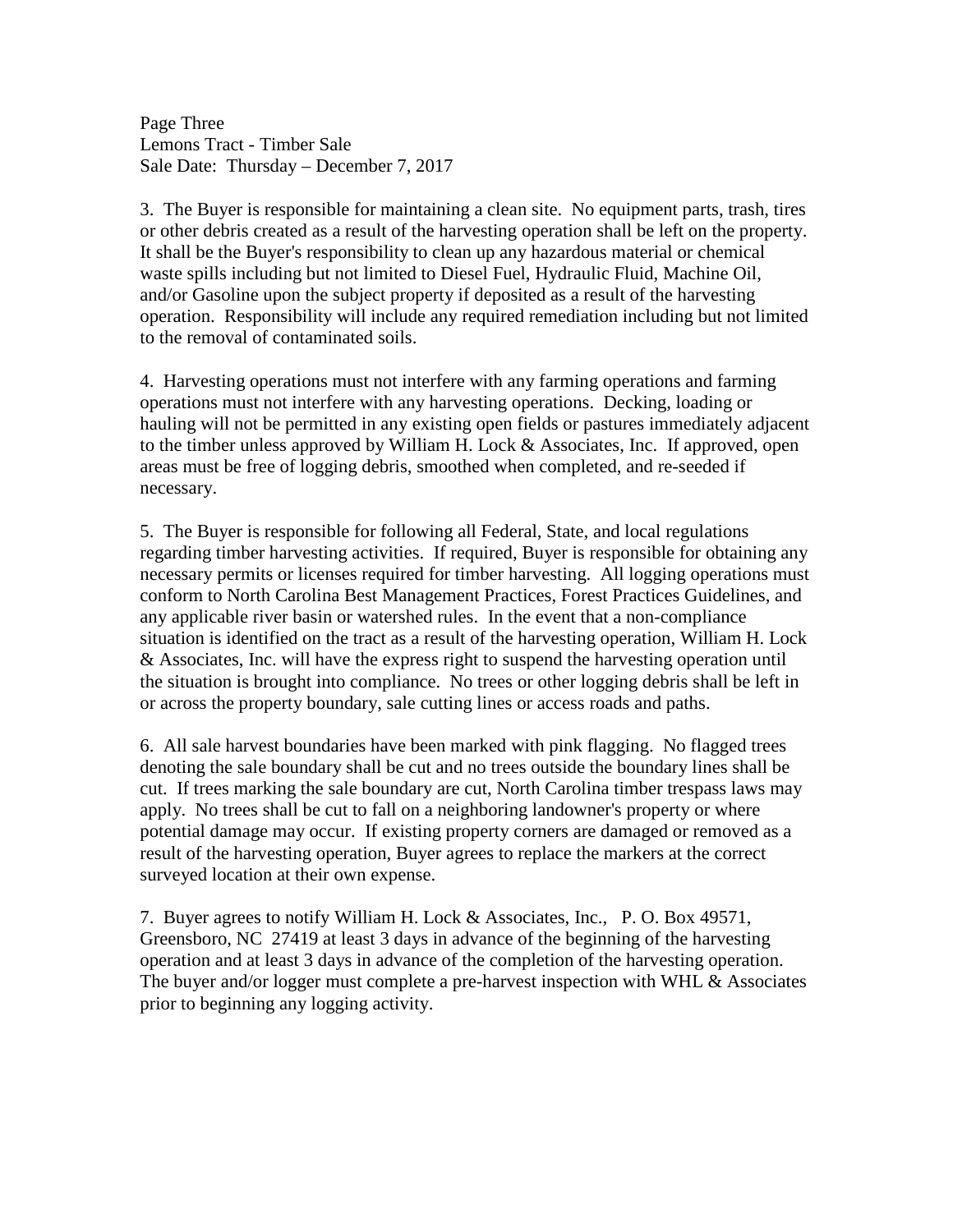3. The Buyer is responsible for maintaining a clean site. No equipment parts, trash, tires or other debris created as a result of the harvesting operation shall be left on the property. It shall be the Buyer's responsibility to clean up any hazardous material or chemical waste spills including but not limited to Diesel Fuel, Hydraulic Fluid, Machine Oil, and/or Gasoline upon the subject property if deposited as a result of the harvesting operation. Responsibility will include any required remediation including but not limited to the removal of contaminated soils.

4. Harvesting operations must not interfere with any farming operations and farming operations must not interfere with any harvesting operations. Decking, loading or hauling will not be permitted in any existing open fields or pastures immediately adjacent to the timber unless approved by William H. Lock & Associates, Inc. If approved, open areas must be free of logging debris, smoothed when completed, and re-seeded if necessary.

5. The Buyer is responsible for following all Federal, State, and local regulations regarding timber harvesting activities. If required, Buyer is responsible for obtaining any necessary permits or licenses required for timber harvesting. All logging operations must conform to North Carolina Best Management Practices, Forest Practices Guidelines, and any applicable river basin or watershed rules. In the event that a non-compliance situation is identified on the tract as a result of the harvesting operation, William H. Lock & Associates, Inc. will have the express right to suspend the harvesting operation until the situation is brought into compliance. No trees or other logging debris shall be left in or across the property boundary, sale cutting lines or access roads and paths.

6. All sale harvest boundaries have been marked with pink flagging. No flagged trees denoting the sale boundary shall be cut and no trees outside the boundary lines shall be cut. If trees marking the sale boundary are cut, North Carolina timber trespass laws may apply. No trees shall be cut to fall on a neighboring landowner's property or where potential damage may occur. If existing property corners are damaged or removed as a result of the harvesting operation, Buyer agrees to replace the markers at the correct surveyed location at their own expense.

7. Buyer agrees to notify William H. Lock & Associates, Inc., P. O. Box 49571, Greensboro, NC 27419 at least 3 days in advance of the beginning of the harvesting operation and at least 3 days in advance of the completion of the harvesting operation. The buyer and/or logger must complete a pre-harvest inspection with WHL & Associates prior to beginning any logging activity.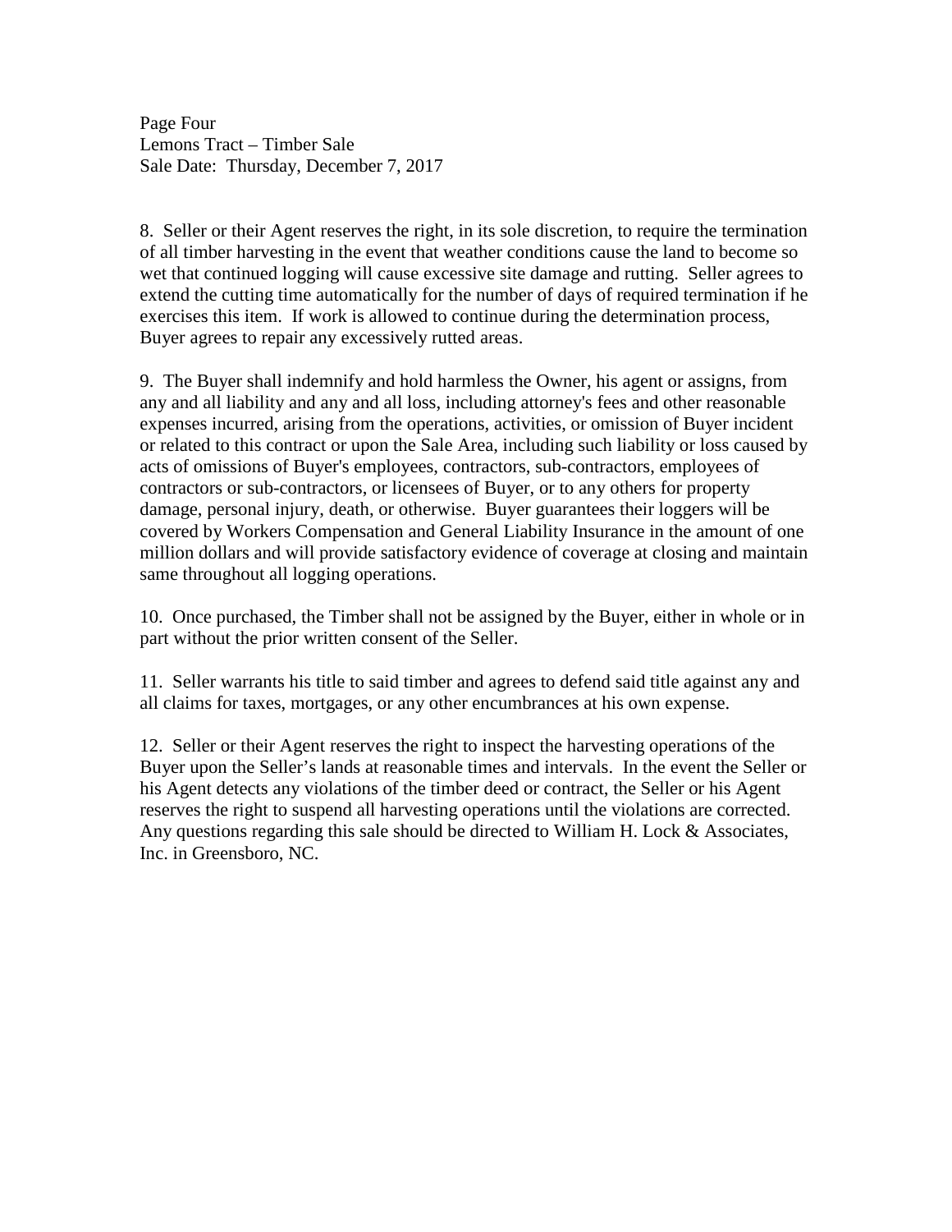8. Seller or their Agent reserves the right, in its sole discretion, to require the termination of all timber harvesting in the event that weather conditions cause the land to become so wet that continued logging will cause excessive site damage and rutting. Seller agrees to extend the cutting time automatically for the number of days of required termination if he exercises this item. If work is allowed to continue during the determination process, Buyer agrees to repair any excessively rutted areas.

9. The Buyer shall indemnify and hold harmless the Owner, his agent or assigns, from any and all liability and any and all loss, including attorney's fees and other reasonable expenses incurred, arising from the operations, activities, or omission of Buyer incident or related to this contract or upon the Sale Area, including such liability or loss caused by acts of omissions of Buyer's employees, contractors, sub-contractors, employees of contractors or sub-contractors, or licensees of Buyer, or to any others for property damage, personal injury, death, or otherwise. Buyer guarantees their loggers will be covered by Workers Compensation and General Liability Insurance in the amount of one million dollars and will provide satisfactory evidence of coverage at closing and maintain same throughout all logging operations.

10. Once purchased, the Timber shall not be assigned by the Buyer, either in whole or in part without the prior written consent of the Seller.

11. Seller warrants his title to said timber and agrees to defend said title against any and all claims for taxes, mortgages, or any other encumbrances at his own expense.

12. Seller or their Agent reserves the right to inspect the harvesting operations of the Buyer upon the Seller's lands at reasonable times and intervals. In the event the Seller or his Agent detects any violations of the timber deed or contract, the Seller or his Agent reserves the right to suspend all harvesting operations until the violations are corrected. Any questions regarding this sale should be directed to William H. Lock & Associates, Inc. in Greensboro, NC.